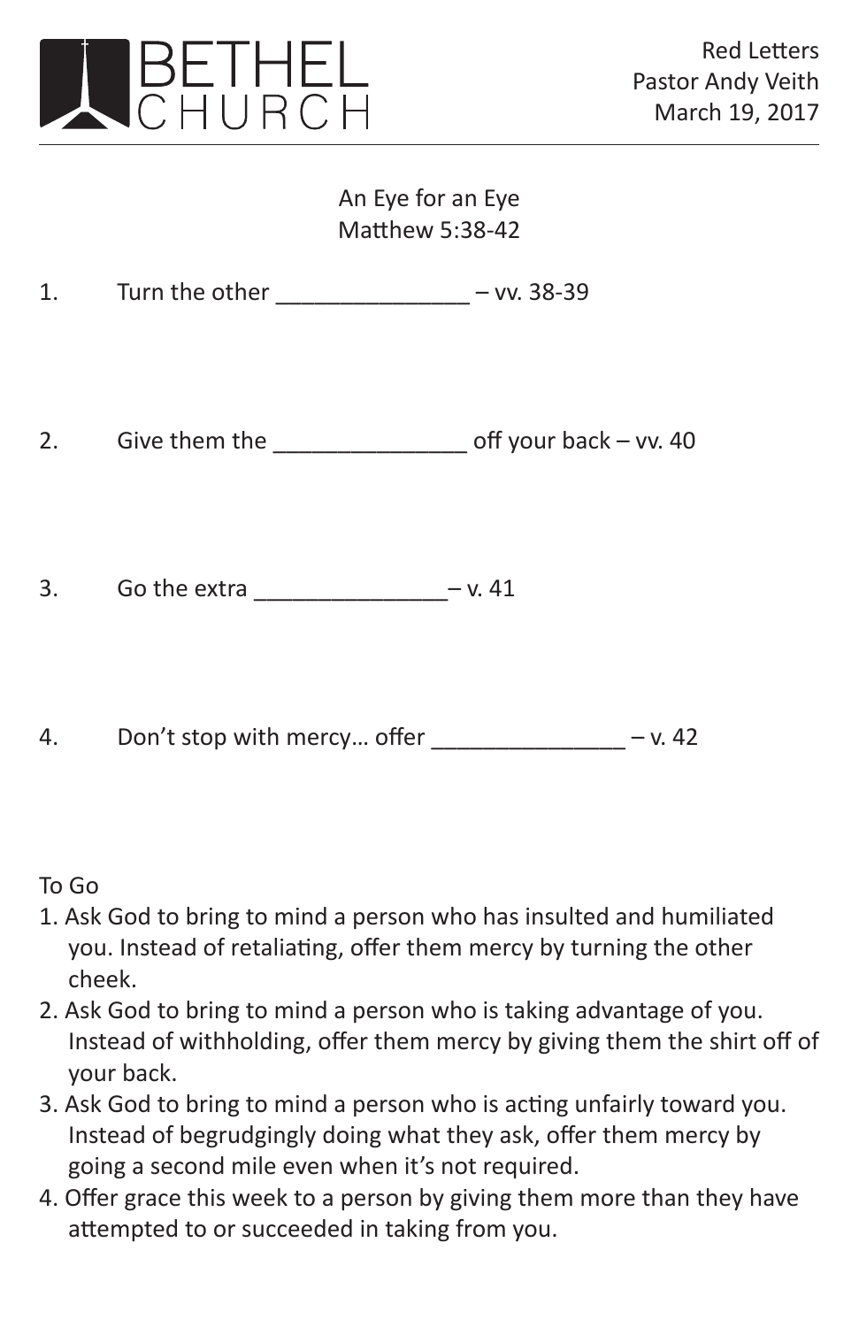# BETHEL CHURCH

Red Letters
Pastor Andy Veith
March 19, 2017

---

## An Eye for an Eye
## Matthew 5:38-42

1. Turn the other _______________ – vv. 38-39

2. Give them the _______________ off your back – vv. 40

3. Go the extra _______________– v. 41

4. Don't stop with mercy… offer _______________ – v. 42

To Go

1. Ask God to bring to mind a person who has insulted and humiliated you. Instead of retaliating, offer them mercy by turning the other cheek.
2. Ask God to bring to mind a person who is taking advantage of you. Instead of withholding, offer them mercy by giving them the shirt off of your back.
3. Ask God to bring to mind a person who is acting unfairly toward you. Instead of begrudgingly doing what they ask, offer them mercy by going a second mile even when it's not required.
4. Offer grace this week to a person by giving them more than they have attempted to or succeeded in taking from you.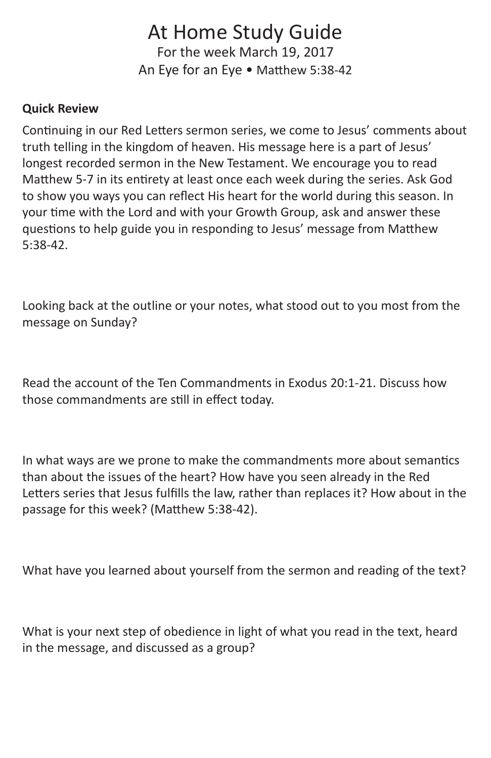# At Home Study Guide

For the week March 19, 2017

An Eye for an Eye • Matthew 5:38-42

**Quick Review**

Continuing in our Red Letters sermon series, we come to Jesus' comments about truth telling in the kingdom of heaven. His message here is a part of Jesus' longest recorded sermon in the New Testament. We encourage you to read Matthew 5-7 in its entirety at least once each week during the series. Ask God to show you ways you can reflect His heart for the world during this season. In your time with the Lord and with your Growth Group, ask and answer these questions to help guide you in responding to Jesus' message from Matthew 5:38-42.

Looking back at the outline or your notes, what stood out to you most from the message on Sunday?

Read the account of the Ten Commandments in Exodus 20:1-21. Discuss how those commandments are still in effect today.

In what ways are we prone to make the commandments more about semantics than about the issues of the heart? How have you seen already in the Red Letters series that Jesus fulfills the law, rather than replaces it? How about in the passage for this week? (Matthew 5:38-42).

What have you learned about yourself from the sermon and reading of the text?

What is your next step of obedience in light of what you read in the text, heard in the message, and discussed as a group?